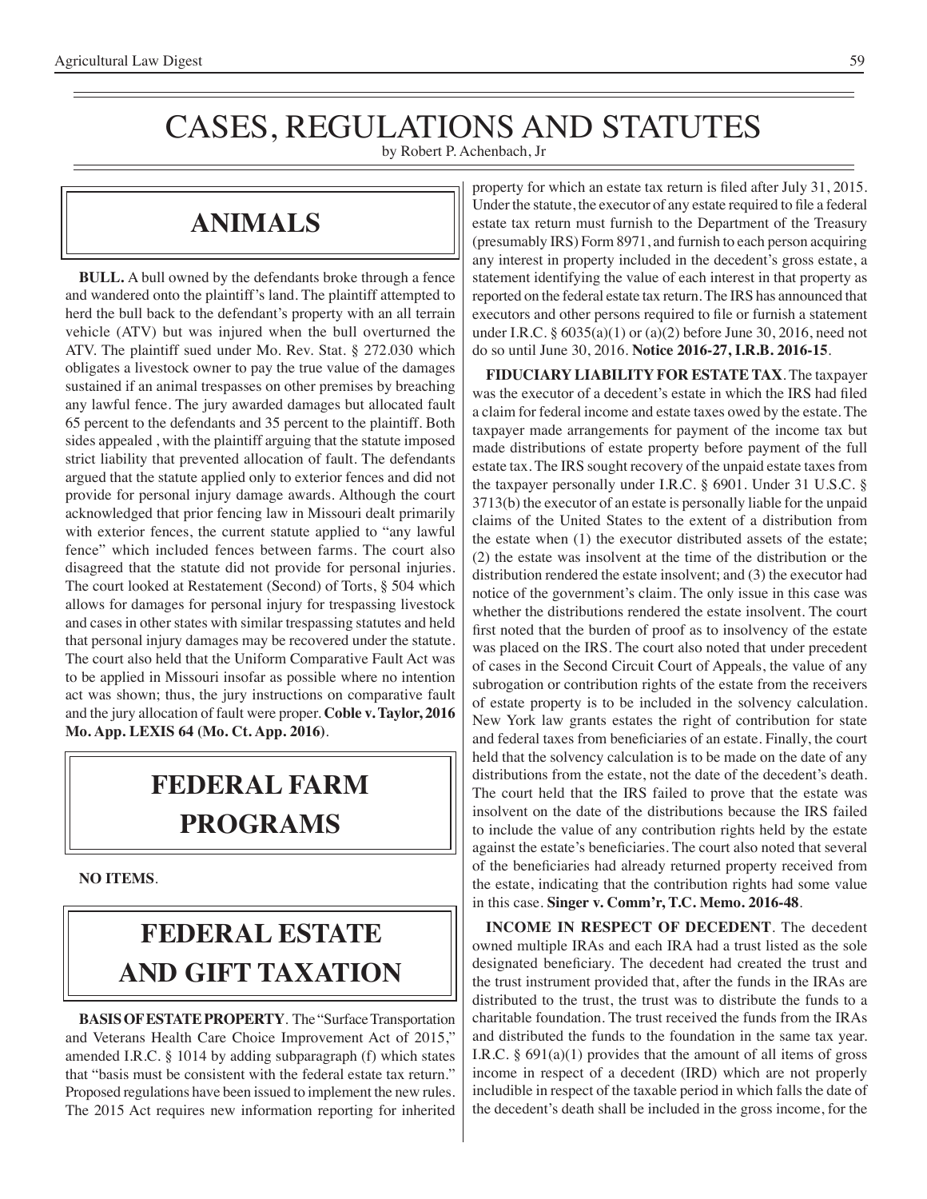# CASES, REGULATIONS AND STATUTES

by Robert P. Achenbach, Jr

## ANIMALS

**BULL.** A bull owned by the defendants broke through a fence and wandered onto the plaintiff's land. The plaintiff attempted to herd the bull back to the defendant's property with an all terrain vehicle (ATV) but was injured when the bull overturned the ATV. The plaintiff sued under Mo. Rev. Stat. § 272.030 which obligates a livestock owner to pay the true value of the damages sustained if an animal trespasses on other premises by breaching any lawful fence. The jury awarded damages but allocated fault 65 percent to the defendants and 35 percent to the plaintiff. Both sides appealed , with the plaintiff arguing that the statute imposed strict liability that prevented allocation of fault. The defendants argued that the statute applied only to exterior fences and did not provide for personal injury damage awards. Although the court acknowledged that prior fencing law in Missouri dealt primarily with exterior fences, the current statute applied to "any lawful fence" which included fences between farms. The court also disagreed that the statute did not provide for personal injuries. The court looked at Restatement (Second) of Torts, § 504 which allows for damages for personal injury for trespassing livestock and cases in other states with similar trespassing statutes and held that personal injury damages may be recovered under the statute. The court also held that the Uniform Comparative Fault Act was to be applied in Missouri insofar as possible where no intention act was shown; thus, the jury instructions on comparative fault and the jury allocation of fault were proper. **Coble v. Taylor, 2016 Mo. App. LEXIS 64 (Mo. Ct. App. 2016)**.

## FEDERAL FARM PROGRAMS

**NO ITEMS**.

## FEDERAL ESTATE AND GIFT TAXATION

**BASIS OF ESTATE PROPERTY**. The "Surface Transportation and Veterans Health Care Choice Improvement Act of 2015," amended I.R.C. § 1014 by adding subparagraph (f) which states that "basis must be consistent with the federal estate tax return." Proposed regulations have been issued to implement the new rules. The 2015 Act requires new information reporting for inherited property for which an estate tax return is filed after July 31, 2015. Under the statute, the executor of any estate required to file a federal estate tax return must furnish to the Department of the Treasury (presumably IRS) Form 8971, and furnish to each person acquiring any interest in property included in the decedent's gross estate, a statement identifying the value of each interest in that property as reported on the federal estate tax return. The IRS has announced that executors and other persons required to file or furnish a statement under I.R.C. § 6035(a)(1) or (a)(2) before June 30, 2016, need not do so until June 30, 2016. **Notice 2016-27, I.R.B. 2016-15**.

**FIDUCIARY LIABILITY FOR ESTATE TAX**. The taxpayer was the executor of a decedent's estate in which the IRS had filed a claim for federal income and estate taxes owed by the estate. The taxpayer made arrangements for payment of the income tax but made distributions of estate property before payment of the full estate tax. The IRS sought recovery of the unpaid estate taxes from the taxpayer personally under I.R.C. § 6901. Under 31 U.S.C. § 3713(b) the executor of an estate is personally liable for the unpaid claims of the United States to the extent of a distribution from the estate when (1) the executor distributed assets of the estate; (2) the estate was insolvent at the time of the distribution or the distribution rendered the estate insolvent; and (3) the executor had notice of the government's claim. The only issue in this case was whether the distributions rendered the estate insolvent. The court first noted that the burden of proof as to insolvency of the estate was placed on the IRS. The court also noted that under precedent of cases in the Second Circuit Court of Appeals, the value of any subrogation or contribution rights of the estate from the receivers of estate property is to be included in the solvency calculation. New York law grants estates the right of contribution for state and federal taxes from beneficiaries of an estate. Finally, the court held that the solvency calculation is to be made on the date of any distributions from the estate, not the date of the decedent's death. The court held that the IRS failed to prove that the estate was insolvent on the date of the distributions because the IRS failed to include the value of any contribution rights held by the estate against the estate's beneficiaries. The court also noted that several of the beneficiaries had already returned property received from the estate, indicating that the contribution rights had some value in this case. **Singer v. Comm'r, T.C. Memo. 2016-48**.

**INCOME IN RESPECT OF DECEDENT**. The decedent owned multiple IRAs and each IRA had a trust listed as the sole designated beneficiary. The decedent had created the trust and the trust instrument provided that, after the funds in the IRAs are distributed to the trust, the trust was to distribute the funds to a charitable foundation. The trust received the funds from the IRAs and distributed the funds to the foundation in the same tax year. I.R.C. § 691(a)(1) provides that the amount of all items of gross income in respect of a decedent (IRD) which are not properly includible in respect of the taxable period in which falls the date of the decedent's death shall be included in the gross income, for the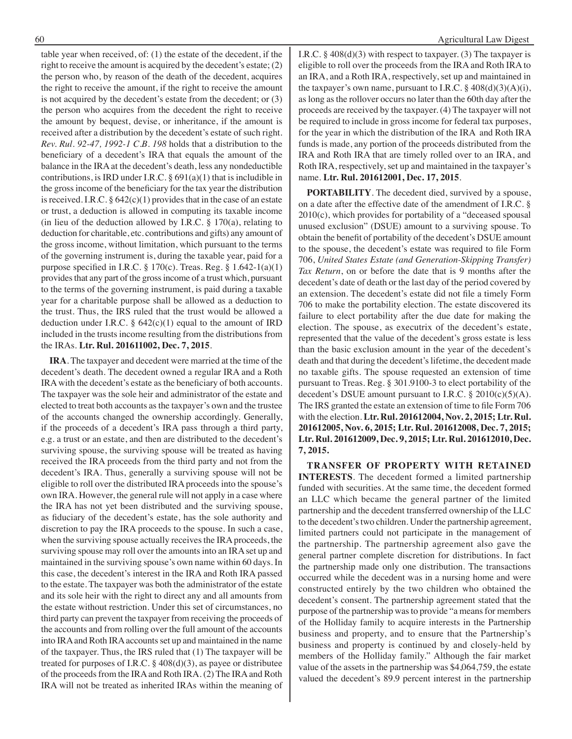table year when received, of: (1) the estate of the decedent, if the right to receive the amount is acquired by the decedent's estate; (2) the person who, by reason of the death of the decedent, acquires the right to receive the amount, if the right to receive the amount is not acquired by the decedent's estate from the decedent; or (3) the person who acquires from the decedent the right to receive the amount by bequest, devise, or inheritance, if the amount is received after a distribution by the decedent's estate of such right. *Rev. Rul. 92-47, 1992-1 C.B. 198* holds that a distribution to the beneficiary of a decedent's IRA that equals the amount of the balance in the IRA at the decedent's death, less any nondeductible contributions, is IRD under I.R.C. § 691(a)(1) that is includible in the gross income of the beneficiary for the tax year the distribution is received. I.R.C. § 642(c)(1) provides that in the case of an estate or trust, a deduction is allowed in computing its taxable income (in lieu of the deduction allowed by I.R.C. § 170(a), relating to deduction for charitable, etc. contributions and gifts) any amount of the gross income, without limitation, which pursuant to the terms of the governing instrument is, during the taxable year, paid for a purpose specified in I.R.C. § 170(c). Treas. Reg. § 1.642-1(a)(1) provides that any part of the gross income of a trust which, pursuant to the terms of the governing instrument, is paid during a taxable year for a charitable purpose shall be allowed as a deduction to the trust. Thus, the IRS ruled that the trust would be allowed a deduction under I.R.C. § 642(c)(1) equal to the amount of IRD included in the trusts income resulting from the distributions from the IRAs. **Ltr. Rul. 201611002, Dec. 7, 2015**.

**IRA**. The taxpayer and decedent were married at the time of the decedent's death. The decedent owned a regular IRA and a Roth IRA with the decedent's estate as the beneficiary of both accounts. The taxpayer was the sole heir and administrator of the estate and elected to treat both accounts as the taxpayer's own and the trustee of the accounts changed the ownership accordingly. Generally, if the proceeds of a decedent's IRA pass through a third party, e.g. a trust or an estate, and then are distributed to the decedent's surviving spouse, the surviving spouse will be treated as having received the IRA proceeds from the third party and not from the decedent's IRA. Thus, generally a surviving spouse will not be eligible to roll over the distributed IRA proceeds into the spouse's own IRA. However, the general rule will not apply in a case where the IRA has not yet been distributed and the surviving spouse, as fiduciary of the decedent's estate, has the sole authority and discretion to pay the IRA proceeds to the spouse. In such a case, when the surviving spouse actually receives the IRA proceeds, the surviving spouse may roll over the amounts into an IRA set up and maintained in the surviving spouse's own name within 60 days. In this case, the decedent's interest in the IRA and Roth IRA passed to the estate. The taxpayer was both the administrator of the estate and its sole heir with the right to direct any and all amounts from the estate without restriction. Under this set of circumstances, no third party can prevent the taxpayer from receiving the proceeds of the accounts and from rolling over the full amount of the accounts into IRA and Roth IRA accounts set up and maintained in the name of the taxpayer. Thus, the IRS ruled that (1) The taxpayer will be treated for purposes of I.R.C. § 408(d)(3), as payee or distributee of the proceeds from the IRA and Roth IRA. (2) The IRA and Roth IRA will not be treated as inherited IRAs within the meaning of I.R.C. § 408(d)(3) with respect to taxpayer. (3) The taxpayer is eligible to roll over the proceeds from the IRA and Roth IRA to an IRA, and a Roth IRA, respectively, set up and maintained in the taxpayer's own name, pursuant to I.R.C. § 408(d)(3)(A)(i), as long as the rollover occurs no later than the 60th day after the proceeds are received by the taxpayer. (4) The taxpayer will not be required to include in gross income for federal tax purposes, for the year in which the distribution of the IRA and Roth IRA funds is made, any portion of the proceeds distributed from the IRA and Roth IRA that are timely rolled over to an IRA, and Roth IRA, respectively, set up and maintained in the taxpayer's name. **Ltr. Rul. 201612001, Dec. 17, 2015**.

**PORTABILITY**. The decedent died, survived by a spouse, on a date after the effective date of the amendment of I.R.C. § 2010(c), which provides for portability of a "deceased spousal unused exclusion" (DSUE) amount to a surviving spouse. To obtain the benefit of portability of the decedent's DSUE amount to the spouse, the decedent's estate was required to file Form 706, *United States Estate (and Generation-Skipping Transfer) Tax Return*, on or before the date that is 9 months after the decedent's date of death or the last day of the period covered by an extension. The decedent's estate did not file a timely Form 706 to make the portability election. The estate discovered its failure to elect portability after the due date for making the election. The spouse, as executrix of the decedent's estate, represented that the value of the decedent's gross estate is less than the basic exclusion amount in the year of the decedent's death and that during the decedent's lifetime, the decedent made no taxable gifts. The spouse requested an extension of time pursuant to Treas. Reg. § 301.9100-3 to elect portability of the decedent's DSUE amount pursuant to I.R.C. § 2010(c)(5)(A). The IRS granted the estate an extension of time to file Form 706 with the election. **Ltr. Rul. 201612004, Nov. 2, 2015; Ltr. Rul. 201612005, Nov. 6, 2015; Ltr. Rul. 201612008, Dec. 7, 2015; Ltr. Rul. 201612009, Dec. 9, 2015; Ltr. Rul. 201612010, Dec. 7, 2015.**

**TRANSFER OF PROPERTY WITH RETAINED INTERESTS**. The decedent formed a limited partnership funded with securities. At the same time, the decedent formed an LLC which became the general partner of the limited partnership and the decedent transferred ownership of the LLC to the decedent's two children. Under the partnership agreement, limited partners could not participate in the management of the partnership. The partnership agreement also gave the general partner complete discretion for distributions. In fact the partnership made only one distribution. The transactions occurred while the decedent was in a nursing home and were constructed entirely by the two children who obtained the decedent's consent. The partnership agreement stated that the purpose of the partnership was to provide "a means for members of the Holliday family to acquire interests in the Partnership business and property, and to ensure that the Partnership's business and property is continued by and closely-held by members of the Holliday family." Although the fair market value of the assets in the partnership was $4,064,759, the estate valued the decedent's 89.9 percent interest in the partnership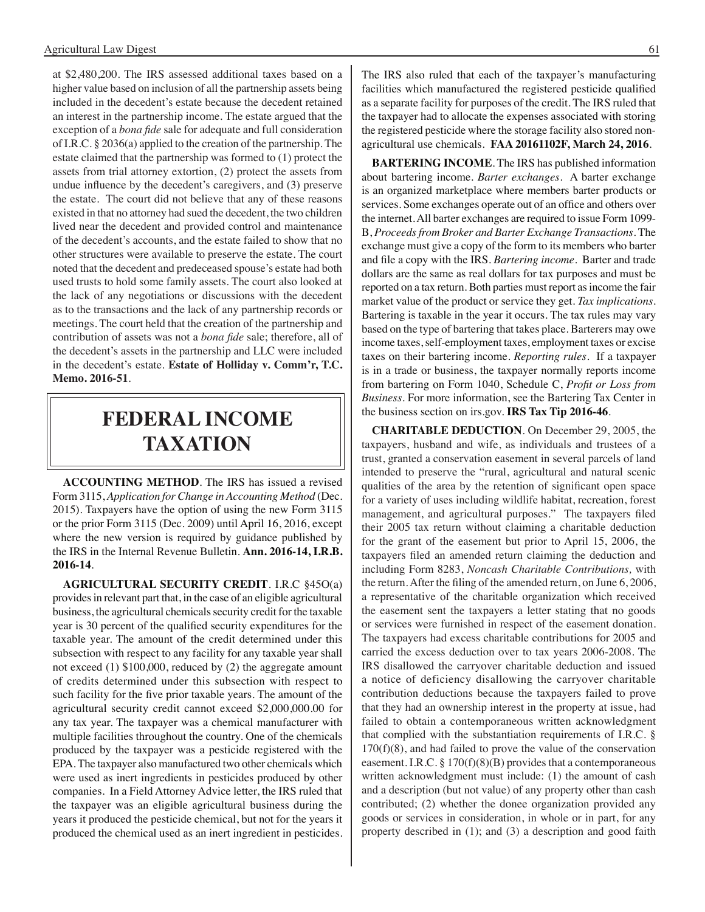at $2,480,200. The IRS assessed additional taxes based on a higher value based on inclusion of all the partnership assets being included in the decedent's estate because the decedent retained an interest in the partnership income. The estate argued that the exception of a *bona fide* sale for adequate and full consideration of I.R.C. § 2036(a) applied to the creation of the partnership. The estate claimed that the partnership was formed to (1) protect the assets from trial attorney extortion, (2) protect the assets from undue influence by the decedent's caregivers, and (3) preserve the estate. The court did not believe that any of these reasons existed in that no attorney had sued the decedent, the two children lived near the decedent and provided control and maintenance of the decedent's accounts, and the estate failed to show that no other structures were available to preserve the estate. The court noted that the decedent and predeceased spouse's estate had both used trusts to hold some family assets. The court also looked at the lack of any negotiations or discussions with the decedent as to the transactions and the lack of any partnership records or meetings. The court held that the creation of the partnership and contribution of assets was not a *bona fide* sale; therefore, all of the decedent's assets in the partnership and LLC were included in the decedent's estate. **Estate of Holliday v. Comm'r, T.C. Memo. 2016-51**.

# FEDERAL INCOME TAXATION

**ACCOUNTING METHOD**. The IRS has issued a revised Form 3115, *Application for Change in Accounting Method* (Dec. 2015). Taxpayers have the option of using the new Form 3115 or the prior Form 3115 (Dec. 2009) until April 16, 2016, except where the new version is required by guidance published by the IRS in the Internal Revenue Bulletin. **Ann. 2016-14, I.R.B. 2016-14**.

**AGRICULTURAL SECURITY CREDIT**. I.R.C §45O(a) provides in relevant part that, in the case of an eligible agricultural business, the agricultural chemicals security credit for the taxable year is 30 percent of the qualified security expenditures for the taxable year. The amount of the credit determined under this subsection with respect to any facility for any taxable year shall not exceed (1) $100,000, reduced by (2) the aggregate amount of credits determined under this subsection with respect to such facility for the five prior taxable years. The amount of the agricultural security credit cannot exceed $2,000,000.00 for any tax year. The taxpayer was a chemical manufacturer with multiple facilities throughout the country. One of the chemicals produced by the taxpayer was a pesticide registered with the EPA. The taxpayer also manufactured two other chemicals which were used as inert ingredients in pesticides produced by other companies. In a Field Attorney Advice letter, the IRS ruled that the taxpayer was an eligible agricultural business during the years it produced the pesticide chemical, but not for the years it produced the chemical used as an inert ingredient in pesticides. The IRS also ruled that each of the taxpayer's manufacturing facilities which manufactured the registered pesticide qualified as a separate facility for purposes of the credit. The IRS ruled that the taxpayer had to allocate the expenses associated with storing the registered pesticide where the storage facility also stored non-agricultural use chemicals. **FAA 20161102F, March 24, 2016**.

**BARTERING INCOME**. The IRS has published information about bartering income. *Barter exchanges*. A barter exchange is an organized marketplace where members barter products or services. Some exchanges operate out of an office and others over the internet. All barter exchanges are required to issue Form 1099-B, *Proceeds from Broker and Barter Exchange Transactions*. The exchange must give a copy of the form to its members who barter and file a copy with the IRS. *Bartering income*. Barter and trade dollars are the same as real dollars for tax purposes and must be reported on a tax return. Both parties must report as income the fair market value of the product or service they get. *Tax implications*. Bartering is taxable in the year it occurs. The tax rules may vary based on the type of bartering that takes place. Barterers may owe income taxes, self-employment taxes, employment taxes or excise taxes on their bartering income. *Reporting rules*. If a taxpayer is in a trade or business, the taxpayer normally reports income from bartering on Form 1040, Schedule C, *Profit or Loss from Business*. For more information, see the Bartering Tax Center in the business section on irs.gov. **IRS Tax Tip 2016-46**.

**CHARITABLE DEDUCTION**. On December 29, 2005, the taxpayers, husband and wife, as individuals and trustees of a trust, granted a conservation easement in several parcels of land intended to preserve the "rural, agricultural and natural scenic qualities of the area by the retention of significant open space for a variety of uses including wildlife habitat, recreation, forest management, and agricultural purposes." The taxpayers filed their 2005 tax return without claiming a charitable deduction for the grant of the easement but prior to April 15, 2006, the taxpayers filed an amended return claiming the deduction and including Form 8283, *Noncash Charitable Contributions,* with the return. After the filing of the amended return, on June 6, 2006, a representative of the charitable organization which received the easement sent the taxpayers a letter stating that no goods or services were furnished in respect of the easement donation. The taxpayers had excess charitable contributions for 2005 and carried the excess deduction over to tax years 2006-2008. The IRS disallowed the carryover charitable deduction and issued a notice of deficiency disallowing the carryover charitable contribution deductions because the taxpayers failed to prove that they had an ownership interest in the property at issue, had failed to obtain a contemporaneous written acknowledgment that complied with the substantiation requirements of I.R.C. § 170(f)(8), and had failed to prove the value of the conservation easement. I.R.C. § 170(f)(8)(B) provides that a contemporaneous written acknowledgment must include: (1) the amount of cash and a description (but not value) of any property other than cash contributed; (2) whether the donee organization provided any goods or services in consideration, in whole or in part, for any property described in (1); and (3) a description and good faith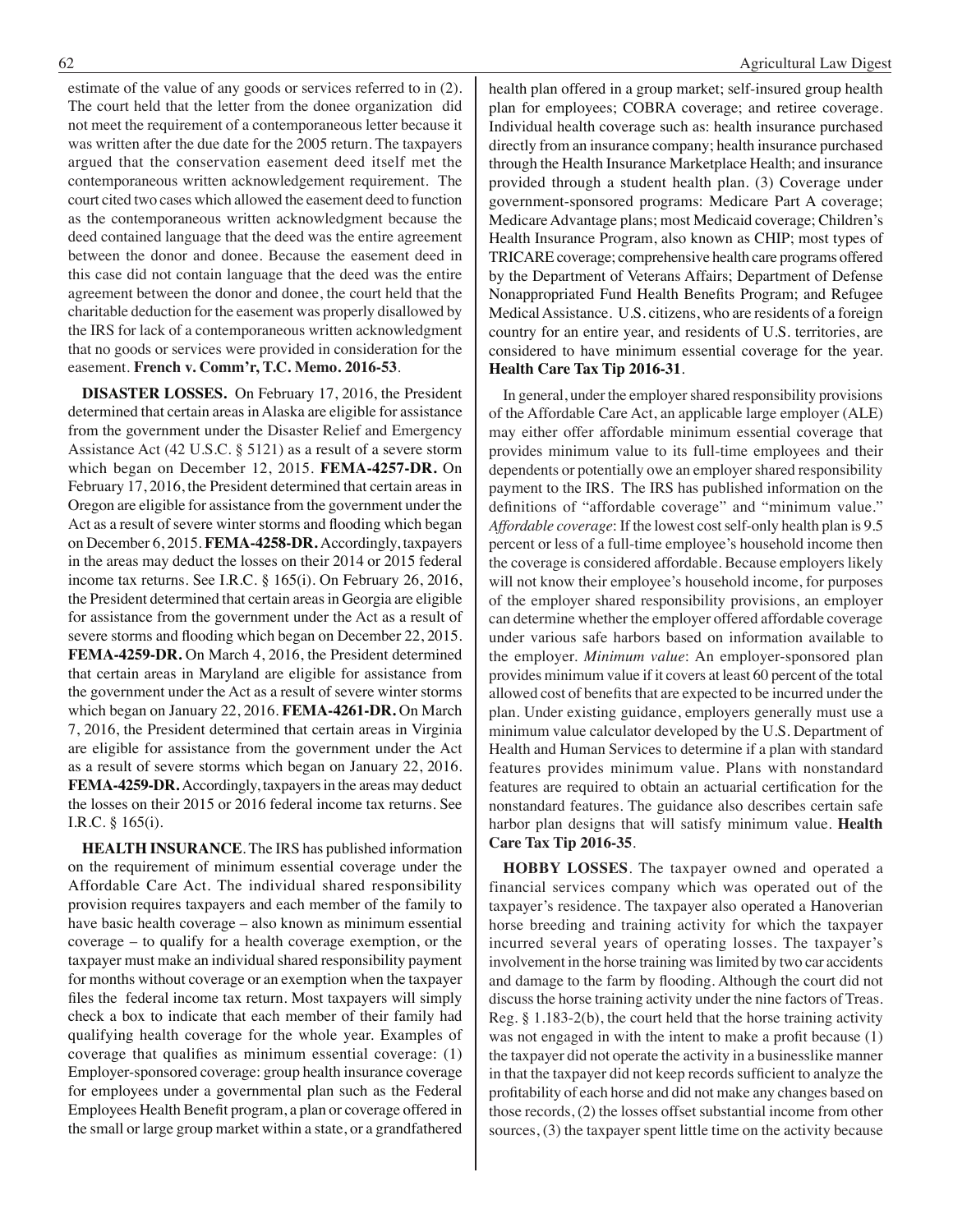estimate of the value of any goods or services referred to in (2). The court held that the letter from the donee organization did not meet the requirement of a contemporaneous letter because it was written after the due date for the 2005 return. The taxpayers argued that the conservation easement deed itself met the contemporaneous written acknowledgement requirement. The court cited two cases which allowed the easement deed to function as the contemporaneous written acknowledgment because the deed contained language that the deed was the entire agreement between the donor and donee. Because the easement deed in this case did not contain language that the deed was the entire agreement between the donor and donee, the court held that the charitable deduction for the easement was properly disallowed by the IRS for lack of a contemporaneous written acknowledgment that no goods or services were provided in consideration for the easement. **French v. Comm'r, T.C. Memo. 2016-53**.

**DISASTER LOSSES.** On February 17, 2016, the President determined that certain areas in Alaska are eligible for assistance from the government under the Disaster Relief and Emergency Assistance Act (42 U.S.C. § 5121) as a result of a severe storm which began on December 12, 2015. **FEMA-4257-DR.** On February 17, 2016, the President determined that certain areas in Oregon are eligible for assistance from the government under the Act as a result of severe winter storms and flooding which began on December 6, 2015. **FEMA-4258-DR.** Accordingly, taxpayers in the areas may deduct the losses on their 2014 or 2015 federal income tax returns. See I.R.C. § 165(i). On February 26, 2016, the President determined that certain areas in Georgia are eligible for assistance from the government under the Act as a result of severe storms and flooding which began on December 22, 2015. **FEMA-4259-DR.** On March 4, 2016, the President determined that certain areas in Maryland are eligible for assistance from the government under the Act as a result of severe winter storms which began on January 22, 2016. **FEMA-4261-DR.** On March 7, 2016, the President determined that certain areas in Virginia are eligible for assistance from the government under the Act as a result of severe storms which began on January 22, 2016. **FEMA-4259-DR.** Accordingly, taxpayers in the areas may deduct the losses on their 2015 or 2016 federal income tax returns. See I.R.C. § 165(i).

**HEALTH INSURANCE**. The IRS has published information on the requirement of minimum essential coverage under the Affordable Care Act. The individual shared responsibility provision requires taxpayers and each member of the family to have basic health coverage – also known as minimum essential coverage – to qualify for a health coverage exemption, or the taxpayer must make an individual shared responsibility payment for months without coverage or an exemption when the taxpayer files the federal income tax return. Most taxpayers will simply check a box to indicate that each member of their family had qualifying health coverage for the whole year. Examples of coverage that qualifies as minimum essential coverage: (1) Employer-sponsored coverage: group health insurance coverage for employees under a governmental plan such as the Federal Employees Health Benefit program, a plan or coverage offered in the small or large group market within a state, or a grandfathered health plan offered in a group market; self-insured group health plan for employees; COBRA coverage; and retiree coverage. Individual health coverage such as: health insurance purchased directly from an insurance company; health insurance purchased through the Health Insurance Marketplace Health; and insurance provided through a student health plan. (3) Coverage under government-sponsored programs: Medicare Part A coverage; Medicare Advantage plans; most Medicaid coverage; Children's Health Insurance Program, also known as CHIP; most types of TRICARE coverage; comprehensive health care programs offered by the Department of Veterans Affairs; Department of Defense Nonappropriated Fund Health Benefits Program; and Refugee Medical Assistance. U.S. citizens, who are residents of a foreign country for an entire year, and residents of U.S. territories, are considered to have minimum essential coverage for the year. **Health Care Tax Tip 2016-31**.

In general, under the employer shared responsibility provisions of the Affordable Care Act, an applicable large employer (ALE) may either offer affordable minimum essential coverage that provides minimum value to its full-time employees and their dependents or potentially owe an employer shared responsibility payment to the IRS. The IRS has published information on the definitions of "affordable coverage" and "minimum value." *Affordable coverage*: If the lowest cost self-only health plan is 9.5 percent or less of a full-time employee's household income then the coverage is considered affordable. Because employers likely will not know their employee's household income, for purposes of the employer shared responsibility provisions, an employer can determine whether the employer offered affordable coverage under various safe harbors based on information available to the employer. *Minimum value*: An employer-sponsored plan provides minimum value if it covers at least 60 percent of the total allowed cost of benefits that are expected to be incurred under the plan. Under existing guidance, employers generally must use a minimum value calculator developed by the U.S. Department of Health and Human Services to determine if a plan with standard features provides minimum value. Plans with nonstandard features are required to obtain an actuarial certification for the nonstandard features. The guidance also describes certain safe harbor plan designs that will satisfy minimum value. **Health Care Tax Tip 2016-35**.

**HOBBY LOSSES**. The taxpayer owned and operated a financial services company which was operated out of the taxpayer's residence. The taxpayer also operated a Hanoverian horse breeding and training activity for which the taxpayer incurred several years of operating losses. The taxpayer's involvement in the horse training was limited by two car accidents and damage to the farm by flooding. Although the court did not discuss the horse training activity under the nine factors of Treas. Reg. § 1.183-2(b), the court held that the horse training activity was not engaged in with the intent to make a profit because (1) the taxpayer did not operate the activity in a businesslike manner in that the taxpayer did not keep records sufficient to analyze the profitability of each horse and did not make any changes based on those records, (2) the losses offset substantial income from other sources, (3) the taxpayer spent little time on the activity because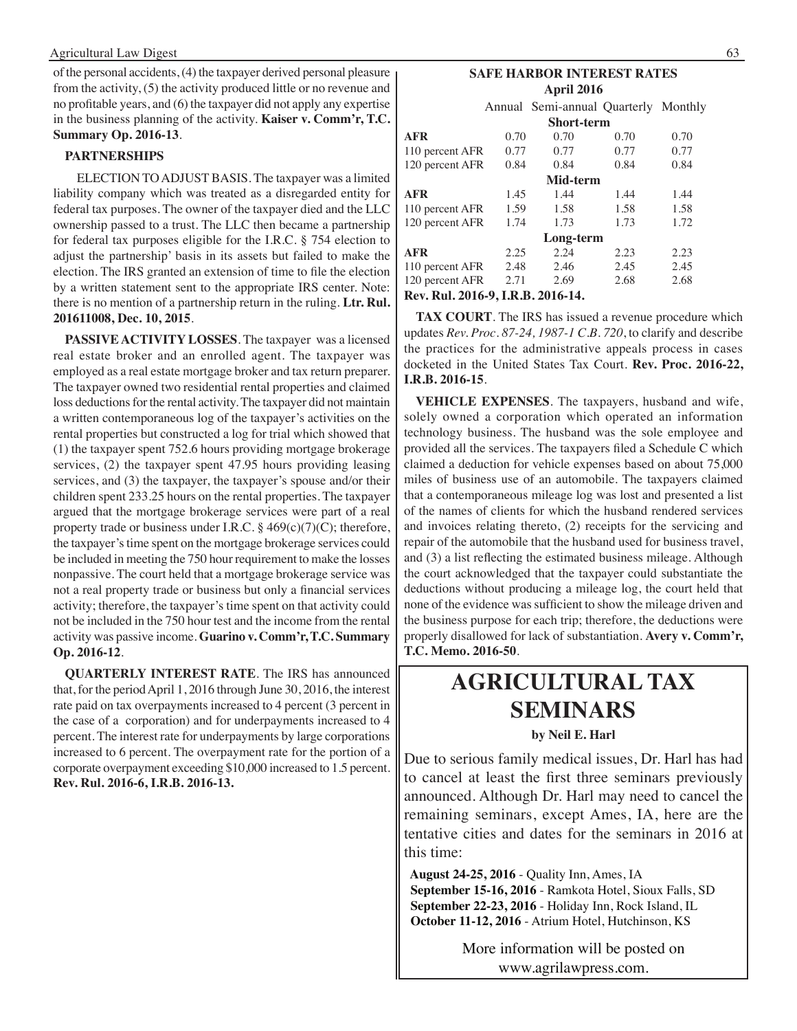of the personal accidents, (4) the taxpayer derived personal pleasure from the activity, (5) the activity produced little or no revenue and no profitable years, and (6) the taxpayer did not apply any expertise in the business planning of the activity. **Kaiser v. Comm'r, T.C. Summary Op. 2016-13**.

### PARTNERSHIPS

ELECTION TO ADJUST BASIS. The taxpayer was a limited liability company which was treated as a disregarded entity for federal tax purposes. The owner of the taxpayer died and the LLC ownership passed to a trust. The LLC then became a partnership for federal tax purposes eligible for the I.R.C. § 754 election to adjust the partnership' basis in its assets but failed to make the election. The IRS granted an extension of time to file the election by a written statement sent to the appropriate IRS center. Note: there is no mention of a partnership return in the ruling. **Ltr. Rul. 201611008, Dec. 10, 2015**.

**PASSIVE ACTIVITY LOSSES**. The taxpayer was a licensed real estate broker and an enrolled agent. The taxpayer was employed as a real estate mortgage broker and tax return preparer. The taxpayer owned two residential rental properties and claimed loss deductions for the rental activity. The taxpayer did not maintain a written contemporaneous log of the taxpayer's activities on the rental properties but constructed a log for trial which showed that (1) the taxpayer spent 752.6 hours providing mortgage brokerage services, (2) the taxpayer spent 47.95 hours providing leasing services, and (3) the taxpayer, the taxpayer's spouse and/or their children spent 233.25 hours on the rental properties. The taxpayer argued that the mortgage brokerage services were part of a real property trade or business under I.R.C. § 469(c)(7)(C); therefore, the taxpayer's time spent on the mortgage brokerage services could be included in meeting the 750 hour requirement to make the losses nonpassive. The court held that a mortgage brokerage service was not a real property trade or business but only a financial services activity; therefore, the taxpayer's time spent on that activity could not be included in the 750 hour test and the income from the rental activity was passive income. **Guarino v. Comm'r, T.C. Summary Op. 2016-12**.

**QUARTERLY INTEREST RATE**. The IRS has announced that, for the period April 1, 2016 through June 30, 2016, the interest rate paid on tax overpayments increased to 4 percent (3 percent in the case of a corporation) and for underpayments increased to 4 percent. The interest rate for underpayments by large corporations increased to 6 percent. The overpayment rate for the portion of a corporate overpayment exceeding $10,000 increased to 1.5 percent. **Rev. Rul. 2016-6, I.R.B. 2016-13.**

**SAFE HARBOR INTEREST RATES**
**April 2016**

| | Annual | Semi-annual | Quarterly | Monthly |
|---|---|---|---|---|
| **Short-term** | | | | |
| **AFR** | 0.70 | 0.70 | 0.70 | 0.70 |
| 110 percent AFR | 0.77 | 0.77 | 0.77 | 0.77 |
| 120 percent AFR | 0.84 | 0.84 | 0.84 | 0.84 |
| **Mid-term** | | | | |
| **AFR** | 1.45 | 1.44 | 1.44 | 1.44 |
| 110 percent AFR | 1.59 | 1.58 | 1.58 | 1.58 |
| 120 percent AFR | 1.74 | 1.73 | 1.73 | 1.72 |
| **Long-term** | | | | |
| **AFR** | 2.25 | 2.24 | 2.23 | 2.23 |
| 110 percent AFR | 2.48 | 2.46 | 2.45 | 2.45 |
| 120 percent AFR | 2.71 | 2.69 | 2.68 | 2.68 |

**Rev. Rul. 2016-9, I.R.B. 2016-14.**

**TAX COURT**. The IRS has issued a revenue procedure which updates *Rev. Proc. 87-24, 1987-1 C.B. 720*, to clarify and describe the practices for the administrative appeals process in cases docketed in the United States Tax Court. **Rev. Proc. 2016-22, I.R.B. 2016-15**.

**VEHICLE EXPENSES**. The taxpayers, husband and wife, solely owned a corporation which operated an information technology business. The husband was the sole employee and provided all the services. The taxpayers filed a Schedule C which claimed a deduction for vehicle expenses based on about 75,000 miles of business use of an automobile. The taxpayers claimed that a contemporaneous mileage log was lost and presented a list of the names of clients for which the husband rendered services and invoices relating thereto, (2) receipts for the servicing and repair of the automobile that the husband used for business travel, and (3) a list reflecting the estimated business mileage. Although the court acknowledged that the taxpayer could substantiate the deductions without producing a mileage log, the court held that none of the evidence was sufficient to show the mileage driven and the business purpose for each trip; therefore, the deductions were properly disallowed for lack of substantiation. **Avery v. Comm'r, T.C. Memo. 2016-50**.

# AGRICULTURAL TAX SEMINARS

**by Neil E. Harl**

Due to serious family medical issues, Dr. Harl has had to cancel at least the first three seminars previously announced. Although Dr. Harl may need to cancel the remaining seminars, except Ames, IA, here are the tentative cities and dates for the seminars in 2016 at this time:

**August 24-25, 2016** - Quality Inn, Ames, IA
**September 15-16, 2016** - Ramkota Hotel, Sioux Falls, SD
**September 22-23, 2016** - Holiday Inn, Rock Island, IL
**October 11-12, 2016** - Atrium Hotel, Hutchinson, KS

More information will be posted on www.agrilawpress.com.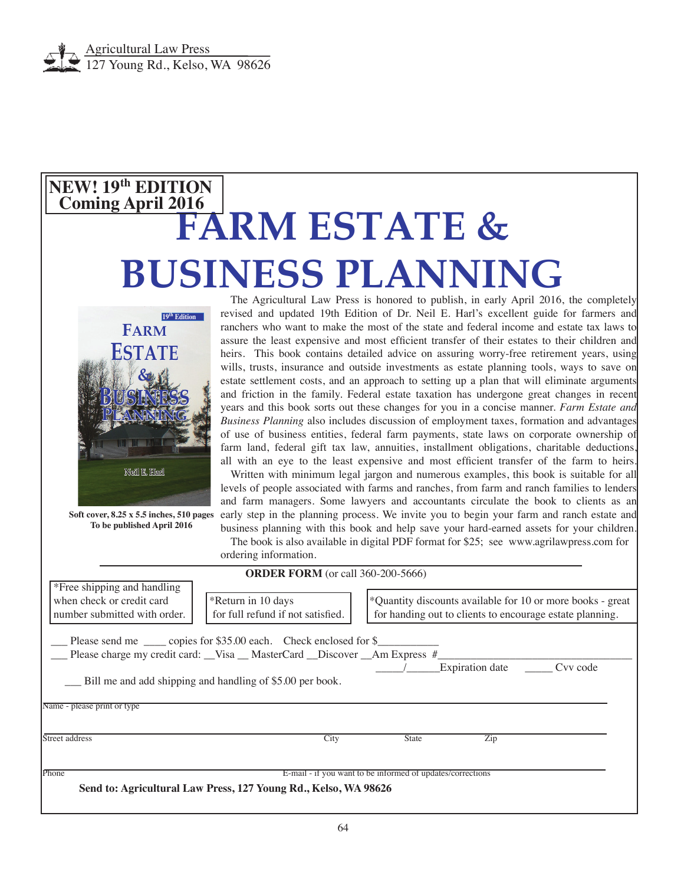Agricultural Law Press
127 Young Rd., Kelso, WA 98626

**NEW! 19th EDITION**
**Coming April 2016**

# FARM ESTATE & BUSINESS PLANNING

Soft cover, 8.25 x 5.5 inches, 510 pages
To be published April 2016

The Agricultural Law Press is honored to publish, in early April 2016, the completely revised and updated 19th Edition of Dr. Neil E. Harl's excellent guide for farmers and ranchers who want to make the most of the state and federal income and estate tax laws to assure the least expensive and most efficient transfer of their estates to their children and heirs. This book contains detailed advice on assuring worry-free retirement years, using wills, trusts, insurance and outside investments as estate planning tools, ways to save on estate settlement costs, and an approach to setting up a plan that will eliminate arguments and friction in the family. Federal estate taxation has undergone great changes in recent years and this book sorts out these changes for you in a concise manner. *Farm Estate and Business Planning* also includes discussion of employment taxes, formation and advantages of use of business entities, federal farm payments, state laws on corporate ownership of farm land, federal gift tax law, annuities, installment obligations, charitable deductions, all with an eye to the least expensive and most efficient transfer of the farm to heirs.

Written with minimum legal jargon and numerous examples, this book is suitable for all levels of people associated with farms and ranches, from farm and ranch families to lenders and farm managers. Some lawyers and accountants circulate the book to clients as an early step in the planning process. We invite you to begin your farm and ranch estate and business planning with this book and help save your hard-earned assets for your children.

The book is also available in digital PDF format for $25; see www.agrilawpress.com for ordering information.

**ORDER FORM** (or call 360-200-5666)

*Free shipping and handling when check or credit card number submitted with order.

*Return in 10 days for full refund if not satisfied.

*Quantity discounts available for 10 or more books - great for handing out to clients to encourage estate planning.

___ Please send me ____ copies for $35.00 each. Check enclosed for $__________

___ Please charge my credit card: __Visa __ MasterCard __Discover __Am Express #__________________________________

_____/______Expiration date _____ Cvv code

___ Bill me and add shipping and handling of $5.00 per book.

Name - please print or type

Street address City State Zip

Phone E-mail - if you want to be informed of updates/corrections

**Send to: Agricultural Law Press, 127 Young Rd., Kelso, WA 98626**